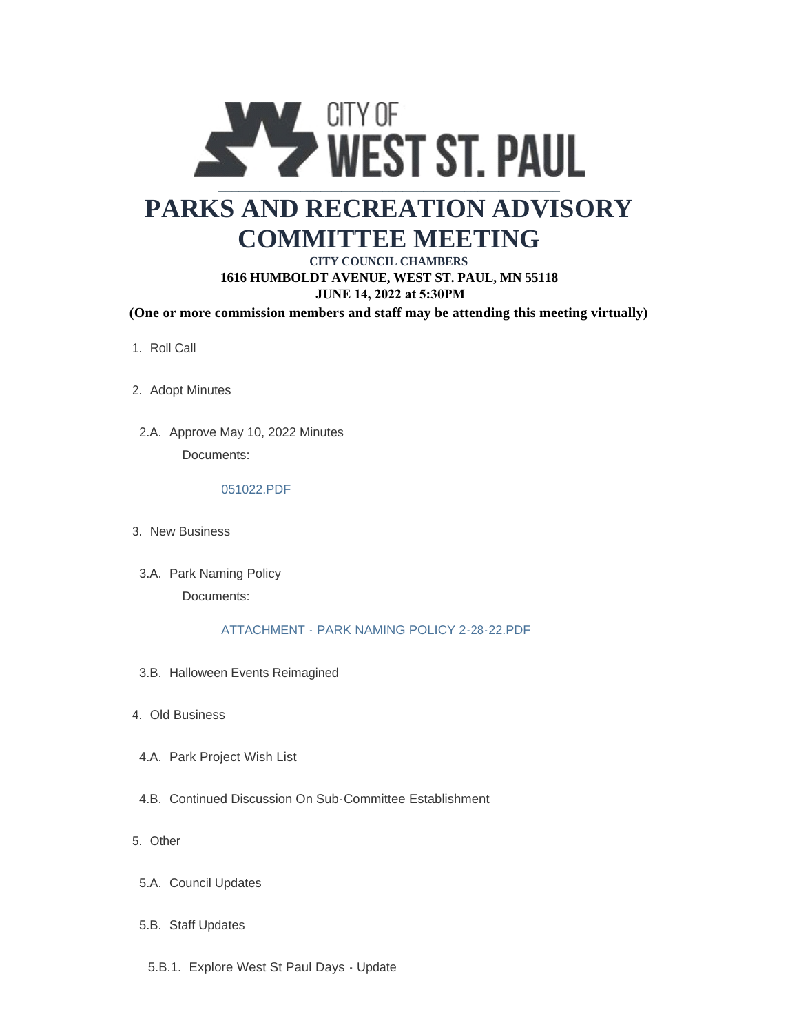CITY OF WEST ST. PAUL

# PARKS AND RECREATION ADVISORY COMMITTEE MEETING

**CITY COUNCIL CHAMBERS**
**1616 HUMBOLDT AVENUE, WEST ST. PAUL, MN 55118**
**JUNE 14, 2022 at 5:30PM**
**(One or more commission members and staff may be attending this meeting virtually)**

1. Roll Call

2. Adopt Minutes

   2.A. Approve May 10, 2022 Minutes

   Documents:

   051022.PDF

3. New Business

   3.A. Park Naming Policy

   Documents:

   ATTACHMENT - PARK NAMING POLICY 2-28-22.PDF

   3.B. Halloween Events Reimagined

4. Old Business

   4.A. Park Project Wish List

   4.B. Continued Discussion On Sub-Committee Establishment

5. Other

   5.A. Council Updates

   5.B. Staff Updates

   5.B.1. Explore West St Paul Days - Update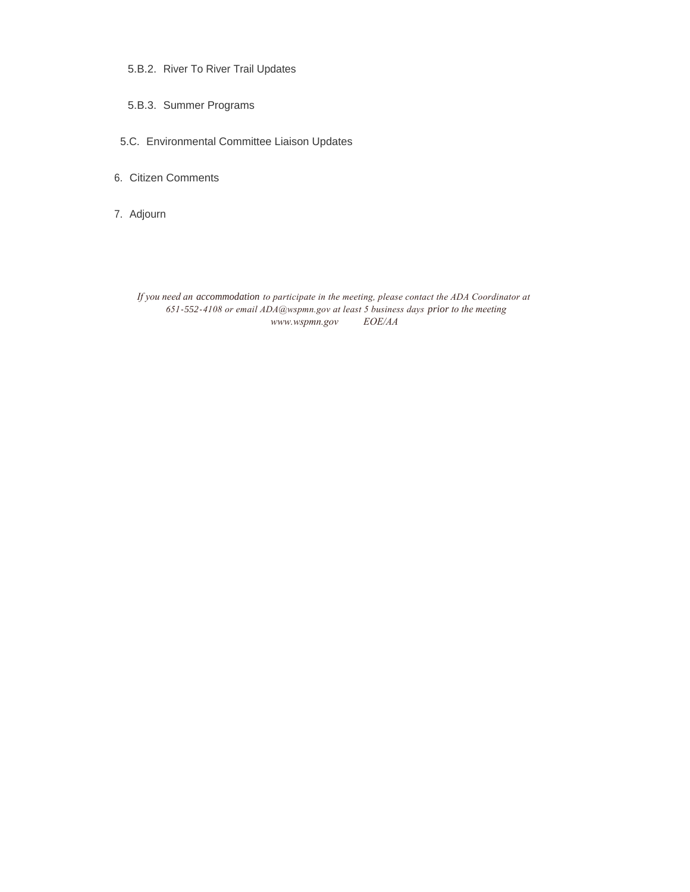5.B.2. River To River Trail Updates

5.B.3. Summer Programs

5.C. Environmental Committee Liaison Updates

6. Citizen Comments

7. Adjourn

*If you need an accommodation to participate in the meeting, please contact the ADA Coordinator at 651-552-4108 or email ADA@wspmn.gov at least 5 business days prior to the meeting*
*www.wspmn.gov EOE/AA*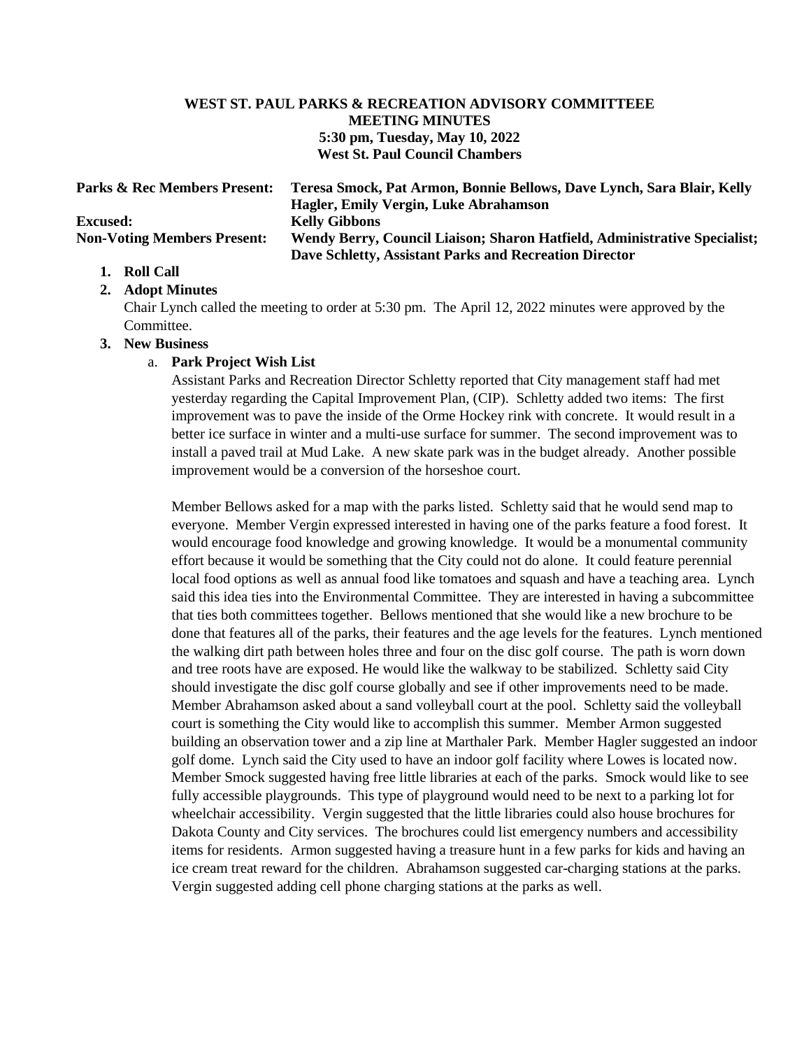# WEST ST. PAUL PARKS & RECREATION ADVISORY COMMITTEEE
## MEETING MINUTES
### 5:30 pm, Tuesday, May 10, 2022
### West St. Paul Council Chambers

| | |
|---|---|
| **Parks & Rec Members Present:** | **Teresa Smock, Pat Armon, Bonnie Bellows, Dave Lynch, Sara Blair, Kelly Hagler, Emily Vergin, Luke Abrahamson** |
| **Excused:** | **Kelly Gibbons** |
| **Non-Voting Members Present:** | **Wendy Berry, Council Liaison; Sharon Hatfield, Administrative Specialist; Dave Schletty, Assistant Parks and Recreation Director** |

1. **Roll Call**
2. **Adopt Minutes**

   Chair Lynch called the meeting to order at 5:30 pm. The April 12, 2022 minutes were approved by the Committee.

3. **New Business**

   a. **Park Project Wish List**

   Assistant Parks and Recreation Director Schletty reported that City management staff had met yesterday regarding the Capital Improvement Plan, (CIP). Schletty added two items: The first improvement was to pave the inside of the Orme Hockey rink with concrete. It would result in a better ice surface in winter and a multi-use surface for summer. The second improvement was to install a paved trail at Mud Lake. A new skate park was in the budget already. Another possible improvement would be a conversion of the horseshoe court.

   Member Bellows asked for a map with the parks listed. Schletty said that he would send map to everyone. Member Vergin expressed interested in having one of the parks feature a food forest. It would encourage food knowledge and growing knowledge. It would be a monumental community effort because it would be something that the City could not do alone. It could feature perennial local food options as well as annual food like tomatoes and squash and have a teaching area. Lynch said this idea ties into the Environmental Committee. They are interested in having a subcommittee that ties both committees together. Bellows mentioned that she would like a new brochure to be done that features all of the parks, their features and the age levels for the features. Lynch mentioned the walking dirt path between holes three and four on the disc golf course. The path is worn down and tree roots have are exposed. He would like the walkway to be stabilized. Schletty said City should investigate the disc golf course globally and see if other improvements need to be made. Member Abrahamson asked about a sand volleyball court at the pool. Schletty said the volleyball court is something the City would like to accomplish this summer. Member Armon suggested building an observation tower and a zip line at Marthaler Park. Member Hagler suggested an indoor golf dome. Lynch said the City used to have an indoor golf facility where Lowes is located now. Member Smock suggested having free little libraries at each of the parks. Smock would like to see fully accessible playgrounds. This type of playground would need to be next to a parking lot for wheelchair accessibility. Vergin suggested that the little libraries could also house brochures for Dakota County and City services. The brochures could list emergency numbers and accessibility items for residents. Armon suggested having a treasure hunt in a few parks for kids and having an ice cream treat reward for the children. Abrahamson suggested car-charging stations at the parks. Vergin suggested adding cell phone charging stations at the parks as well.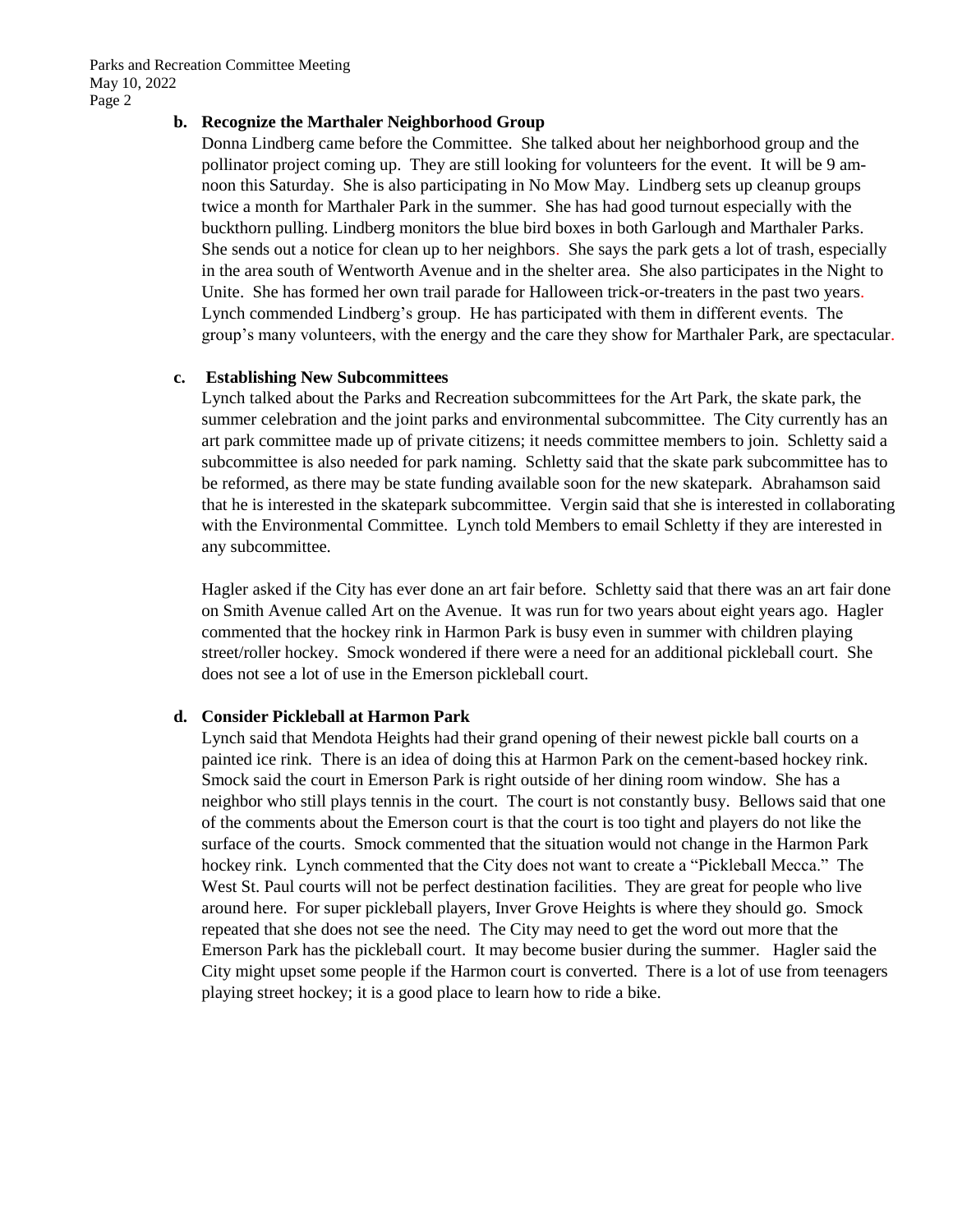**b. Recognize the Marthaler Neighborhood Group**

Donna Lindberg came before the Committee. She talked about her neighborhood group and the pollinator project coming up. They are still looking for volunteers for the event. It will be 9 am-noon this Saturday. She is also participating in No Mow May. Lindberg sets up cleanup groups twice a month for Marthaler Park in the summer. She has had good turnout especially with the buckthorn pulling. Lindberg monitors the blue bird boxes in both Garlough and Marthaler Parks. She sends out a notice for clean up to her neighbors. She says the park gets a lot of trash, especially in the area south of Wentworth Avenue and in the shelter area. She also participates in the Night to Unite. She has formed her own trail parade for Halloween trick-or-treaters in the past two years. Lynch commended Lindberg's group. He has participated with them in different events. The group's many volunteers, with the energy and the care they show for Marthaler Park, are spectacular.

**c. Establishing New Subcommittees**

Lynch talked about the Parks and Recreation subcommittees for the Art Park, the skate park, the summer celebration and the joint parks and environmental subcommittee. The City currently has an art park committee made up of private citizens; it needs committee members to join. Schletty said a subcommittee is also needed for park naming. Schletty said that the skate park subcommittee has to be reformed, as there may be state funding available soon for the new skatepark. Abrahamson said that he is interested in the skatepark subcommittee. Vergin said that she is interested in collaborating with the Environmental Committee. Lynch told Members to email Schletty if they are interested in any subcommittee.

Hagler asked if the City has ever done an art fair before. Schletty said that there was an art fair done on Smith Avenue called Art on the Avenue. It was run for two years about eight years ago. Hagler commented that the hockey rink in Harmon Park is busy even in summer with children playing street/roller hockey. Smock wondered if there were a need for an additional pickleball court. She does not see a lot of use in the Emerson pickleball court.

**d. Consider Pickleball at Harmon Park**

Lynch said that Mendota Heights had their grand opening of their newest pickle ball courts on a painted ice rink. There is an idea of doing this at Harmon Park on the cement-based hockey rink. Smock said the court in Emerson Park is right outside of her dining room window. She has a neighbor who still plays tennis in the court. The court is not constantly busy. Bellows said that one of the comments about the Emerson court is that the court is too tight and players do not like the surface of the courts. Smock commented that the situation would not change in the Harmon Park hockey rink. Lynch commented that the City does not want to create a "Pickleball Mecca." The West St. Paul courts will not be perfect destination facilities. They are great for people who live around here. For super pickleball players, Inver Grove Heights is where they should go. Smock repeated that she does not see the need. The City may need to get the word out more that the Emerson Park has the pickleball court. It may become busier during the summer. Hagler said the City might upset some people if the Harmon court is converted. There is a lot of use from teenagers playing street hockey; it is a good place to learn how to ride a bike.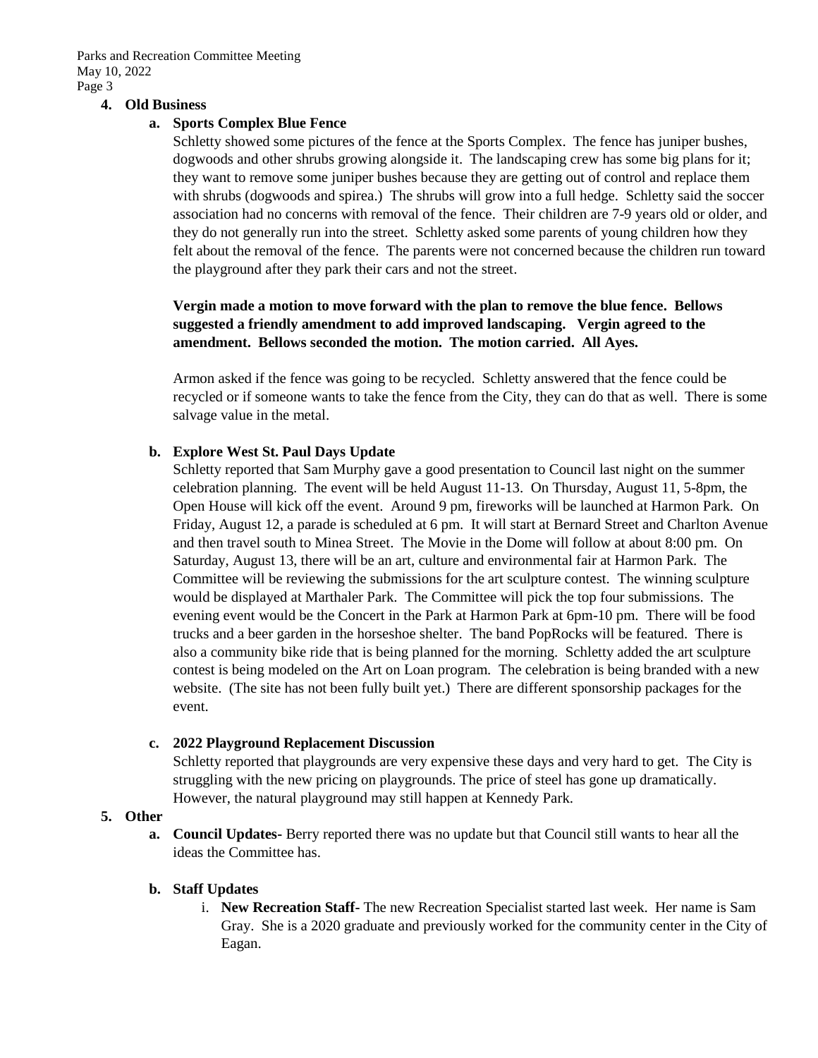**4. Old Business**

**a. Sports Complex Blue Fence**

Schletty showed some pictures of the fence at the Sports Complex. The fence has juniper bushes, dogwoods and other shrubs growing alongside it. The landscaping crew has some big plans for it; they want to remove some juniper bushes because they are getting out of control and replace them with shrubs (dogwoods and spirea.) The shrubs will grow into a full hedge. Schletty said the soccer association had no concerns with removal of the fence. Their children are 7-9 years old or older, and they do not generally run into the street. Schletty asked some parents of young children how they felt about the removal of the fence. The parents were not concerned because the children run toward the playground after they park their cars and not the street.

**Vergin made a motion to move forward with the plan to remove the blue fence. Bellows suggested a friendly amendment to add improved landscaping. Vergin agreed to the amendment. Bellows seconded the motion. The motion carried. All Ayes.**

Armon asked if the fence was going to be recycled. Schletty answered that the fence could be recycled or if someone wants to take the fence from the City, they can do that as well. There is some salvage value in the metal.

**b. Explore West St. Paul Days Update**

Schletty reported that Sam Murphy gave a good presentation to Council last night on the summer celebration planning. The event will be held August 11-13. On Thursday, August 11, 5-8pm, the Open House will kick off the event. Around 9 pm, fireworks will be launched at Harmon Park. On Friday, August 12, a parade is scheduled at 6 pm. It will start at Bernard Street and Charlton Avenue and then travel south to Minea Street. The Movie in the Dome will follow at about 8:00 pm. On Saturday, August 13, there will be an art, culture and environmental fair at Harmon Park. The Committee will be reviewing the submissions for the art sculpture contest. The winning sculpture would be displayed at Marthaler Park. The Committee will pick the top four submissions. The evening event would be the Concert in the Park at Harmon Park at 6pm-10 pm. There will be food trucks and a beer garden in the horseshoe shelter. The band PopRocks will be featured. There is also a community bike ride that is being planned for the morning. Schletty added the art sculpture contest is being modeled on the Art on Loan program. The celebration is being branded with a new website. (The site has not been fully built yet.) There are different sponsorship packages for the event.

**c. 2022 Playground Replacement Discussion**

Schletty reported that playgrounds are very expensive these days and very hard to get. The City is struggling with the new pricing on playgrounds. The price of steel has gone up dramatically. However, the natural playground may still happen at Kennedy Park.

**5. Other**

**a. Council Updates-** Berry reported there was no update but that Council still wants to hear all the ideas the Committee has.

**b. Staff Updates**

i. **New Recreation Staff-** The new Recreation Specialist started last week. Her name is Sam Gray. She is a 2020 graduate and previously worked for the community center in the City of Eagan.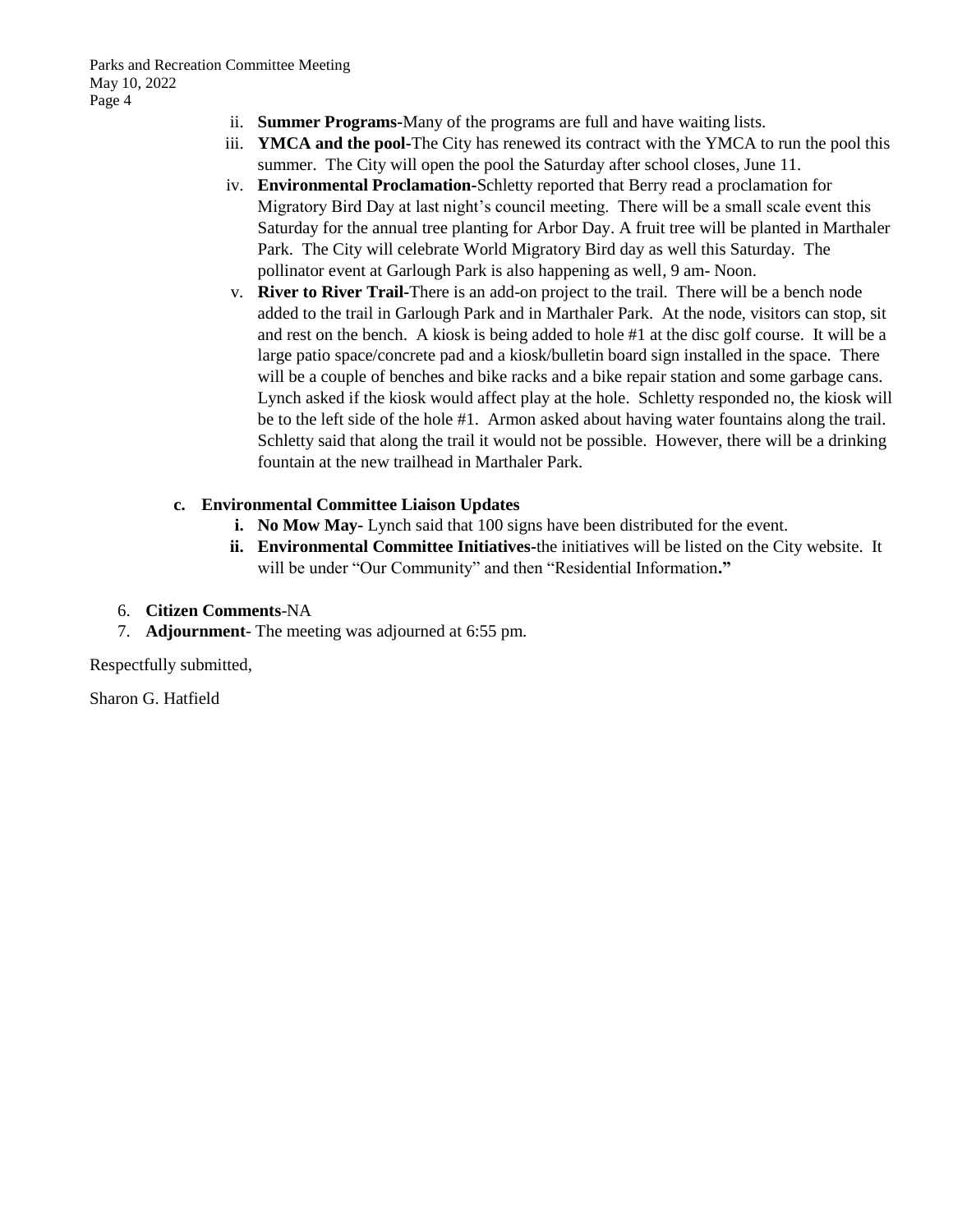ii. **Summer Programs**-Many of the programs are full and have waiting lists.

iii. **YMCA and the pool**-The City has renewed its contract with the YMCA to run the pool this summer. The City will open the pool the Saturday after school closes, June 11.

iv. **Environmental Proclamation**-Schletty reported that Berry read a proclamation for Migratory Bird Day at last night's council meeting. There will be a small scale event this Saturday for the annual tree planting for Arbor Day. A fruit tree will be planted in Marthaler Park. The City will celebrate World Migratory Bird day as well this Saturday. The pollinator event at Garlough Park is also happening as well, 9 am- Noon.

v. **River to River Trail**-There is an add-on project to the trail. There will be a bench node added to the trail in Garlough Park and in Marthaler Park. At the node, visitors can stop, sit and rest on the bench. A kiosk is being added to hole #1 at the disc golf course. It will be a large patio space/concrete pad and a kiosk/bulletin board sign installed in the space. There will be a couple of benches and bike racks and a bike repair station and some garbage cans. Lynch asked if the kiosk would affect play at the hole. Schletty responded no, the kiosk will be to the left side of the hole #1. Armon asked about having water fountains along the trail. Schletty said that along the trail it would not be possible. However, there will be a drinking fountain at the new trailhead in Marthaler Park.

**c. Environmental Committee Liaison Updates**

**i. No Mow May-** Lynch said that 100 signs have been distributed for the event.

**ii. Environmental Committee Initiatives-**the initiatives will be listed on the City website. It will be under "Our Community" and then "Residential Information**."**

6. **Citizen Comments**-NA
7. **Adjournment**- The meeting was adjourned at 6:55 pm.

Respectfully submitted,

Sharon G. Hatfield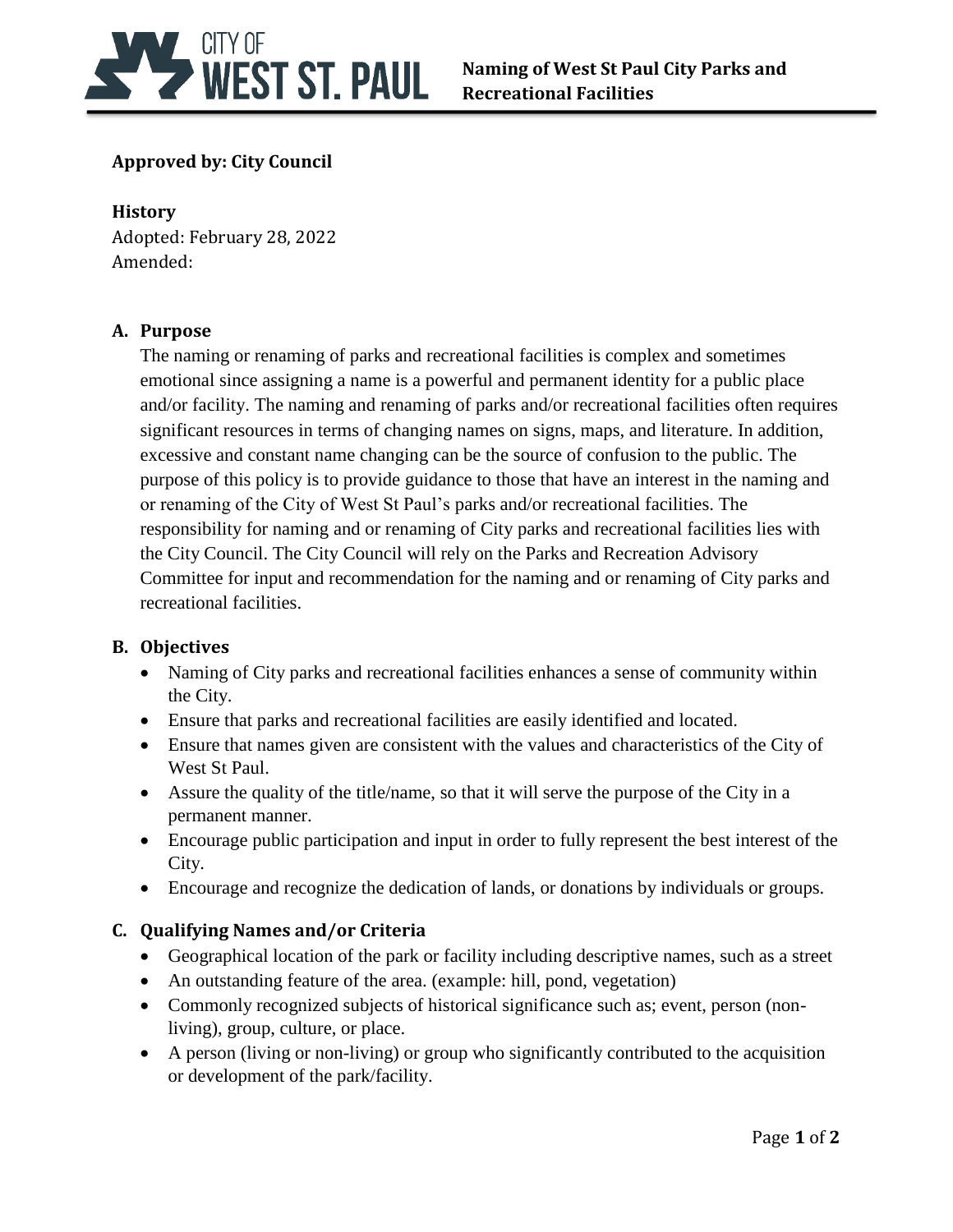# Naming of West St Paul City Parks and Recreational Facilities

**Approved by: City Council**

**History**
Adopted: February 28, 2022
Amended:

## A. Purpose

The naming or renaming of parks and recreational facilities is complex and sometimes emotional since assigning a name is a powerful and permanent identity for a public place and/or facility. The naming and renaming of parks and/or recreational facilities often requires significant resources in terms of changing names on signs, maps, and literature. In addition, excessive and constant name changing can be the source of confusion to the public. The purpose of this policy is to provide guidance to those that have an interest in the naming and or renaming of the City of West St Paul's parks and/or recreational facilities. The responsibility for naming and or renaming of City parks and recreational facilities lies with the City Council. The City Council will rely on the Parks and Recreation Advisory Committee for input and recommendation for the naming and or renaming of City parks and recreational facilities.

## B. Objectives

- Naming of City parks and recreational facilities enhances a sense of community within the City.
- Ensure that parks and recreational facilities are easily identified and located.
- Ensure that names given are consistent with the values and characteristics of the City of West St Paul.
- Assure the quality of the title/name, so that it will serve the purpose of the City in a permanent manner.
- Encourage public participation and input in order to fully represent the best interest of the City.
- Encourage and recognize the dedication of lands, or donations by individuals or groups.

## C. Qualifying Names and/or Criteria

- Geographical location of the park or facility including descriptive names, such as a street
- An outstanding feature of the area. (example: hill, pond, vegetation)
- Commonly recognized subjects of historical significance such as; event, person (non-living), group, culture, or place.
- A person (living or non-living) or group who significantly contributed to the acquisition or development of the park/facility.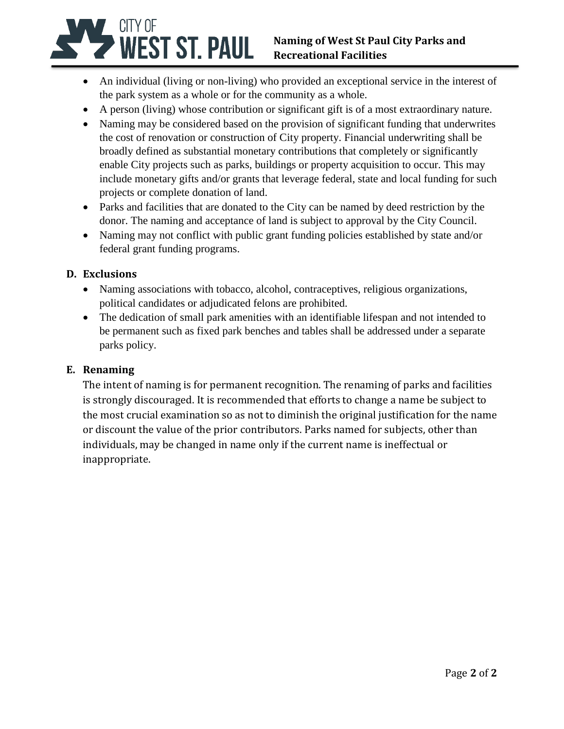- An individual (living or non-living) who provided an exceptional service in the interest of the park system as a whole or for the community as a whole.
- A person (living) whose contribution or significant gift is of a most extraordinary nature.
- Naming may be considered based on the provision of significant funding that underwrites the cost of renovation or construction of City property. Financial underwriting shall be broadly defined as substantial monetary contributions that completely or significantly enable City projects such as parks, buildings or property acquisition to occur. This may include monetary gifts and/or grants that leverage federal, state and local funding for such projects or complete donation of land.
- Parks and facilities that are donated to the City can be named by deed restriction by the donor. The naming and acceptance of land is subject to approval by the City Council.
- Naming may not conflict with public grant funding policies established by state and/or federal grant funding programs.

### D. Exclusions

- Naming associations with tobacco, alcohol, contraceptives, religious organizations, political candidates or adjudicated felons are prohibited.
- The dedication of small park amenities with an identifiable lifespan and not intended to be permanent such as fixed park benches and tables shall be addressed under a separate parks policy.

### E. Renaming

The intent of naming is for permanent recognition. The renaming of parks and facilities is strongly discouraged. It is recommended that efforts to change a name be subject to the most crucial examination so as not to diminish the original justification for the name or discount the value of the prior contributors. Parks named for subjects, other than individuals, may be changed in name only if the current name is ineffectual or inappropriate.